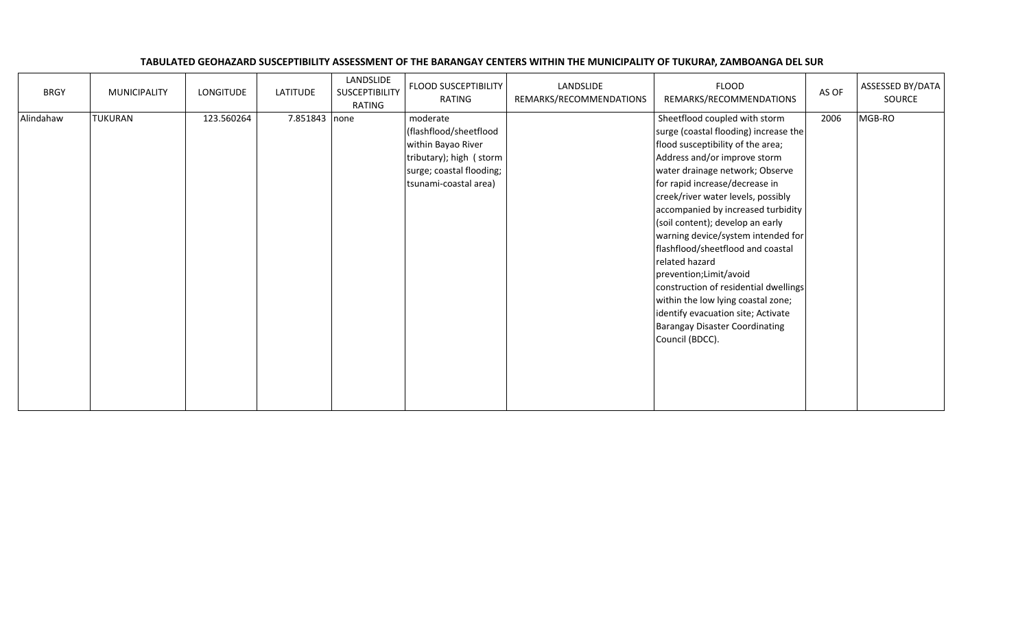**TABULATED GEOHAZARD SUSCEPTIBILITY ASSESSMENT OF THE BARANGAY CENTERS WITHIN THE MUNICIPALITY OF TUKURAN, ZAMBOANGA DEL SUR**

| BRGY | MUNICIPALITY | LONGITUDE | LATITUDE | LANDSLIDE SUSCEPTIBILITY RATING | FLOOD SUSCEPTIBILITY RATING | LANDSLIDE REMARKS/RECOMMENDATIONS | FLOOD REMARKS/RECOMMENDATIONS | AS OF | ASSESSED BY/DATA SOURCE |
|---|---|---|---|---|---|---|---|---|---|
| Alindahaw | TUKURAN | 123.560264 | 7.851843 | none | moderate (flashflood/sheetflood within Bayao River tributary); high ( storm surge; coastal flooding; tsunami-coastal area) | | Sheetflood coupled with storm surge (coastal flooding) increase the flood susceptibility of the area; Address and/or improve storm water drainage network; Observe for rapid increase/decrease in creek/river water levels, possibly accompanied by increased turbidity (soil content); develop an early warning device/system intended for flashflood/sheetflood and coastal related hazard prevention;Limit/avoid construction of residential dwellings within the low lying coastal zone; identify evacuation site; Activate Barangay Disaster Coordinating Council (BDCC). | 2006 | MGB-RO |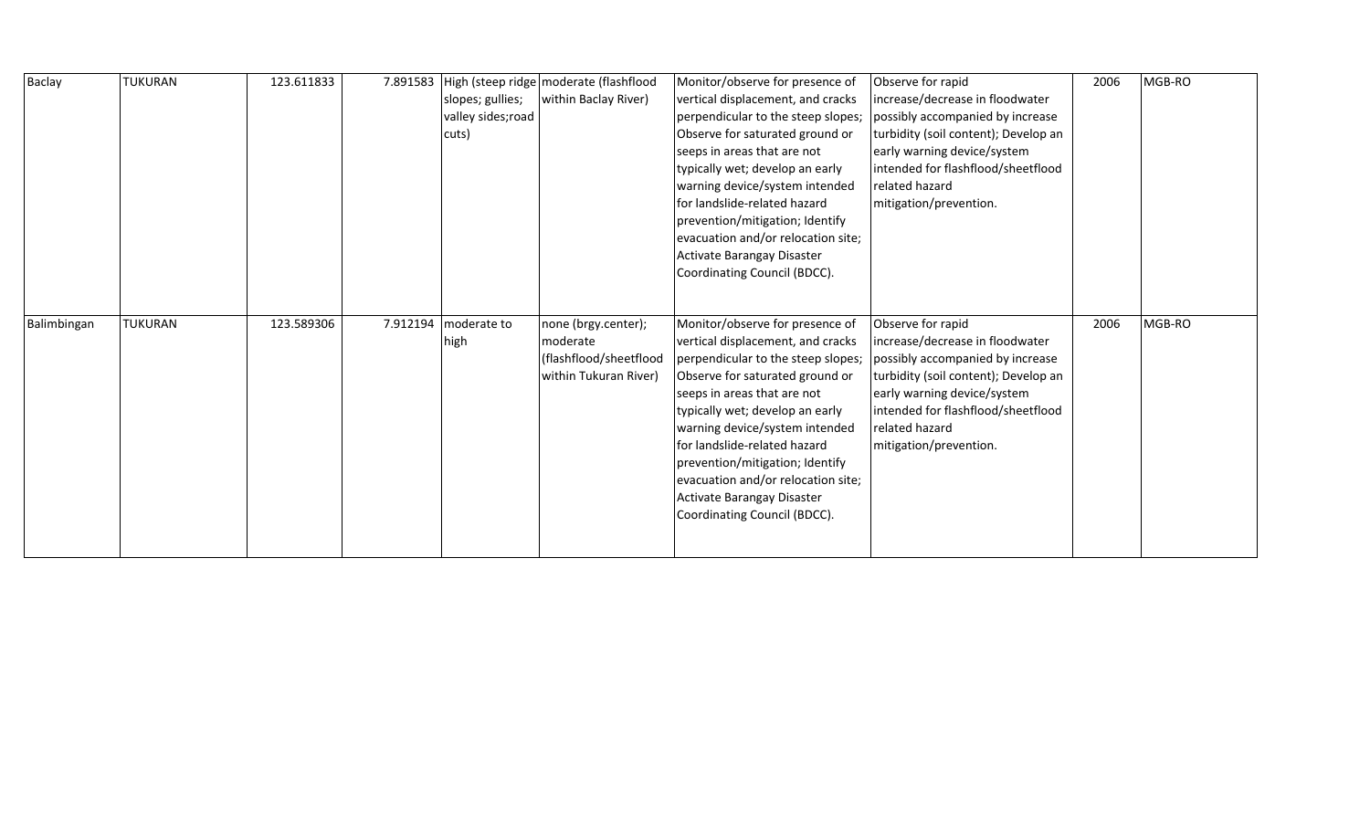| Baclay | TUKURAN | 123.611833 | 7.891583 | High (steep ridge slopes; gullies; valley sides;road cuts) | moderate (flashflood within Baclay River) | Monitor/observe for presence of vertical displacement, and cracks perpendicular to the steep slopes; Observe for saturated ground or seeps in areas that are not typically wet; develop an early warning device/system intended for landslide-related hazard prevention/mitigation; Identify evacuation and/or relocation site; Activate Barangay Disaster Coordinating Council (BDCC). | Observe for rapid increase/decrease in floodwater possibly accompanied by increase turbidity (soil content); Develop an early warning device/system intended for flashflood/sheetflood related hazard mitigation/prevention. | 2006 | MGB-RO |
|---|---|---|---|---|---|---|---|---|---|
| Balimbingan | TUKURAN | 123.589306 | 7.912194 | moderate to high | none (brgy.center); moderate (flashflood/sheetflood within Tukuran River) | Monitor/observe for presence of vertical displacement, and cracks perpendicular to the steep slopes; Observe for saturated ground or seeps in areas that are not typically wet; develop an early warning device/system intended for landslide-related hazard prevention/mitigation; Identify evacuation and/or relocation site; Activate Barangay Disaster Coordinating Council (BDCC). | Observe for rapid increase/decrease in floodwater possibly accompanied by increase turbidity (soil content); Develop an early warning device/system intended for flashflood/sheetflood related hazard mitigation/prevention. | 2006 | MGB-RO |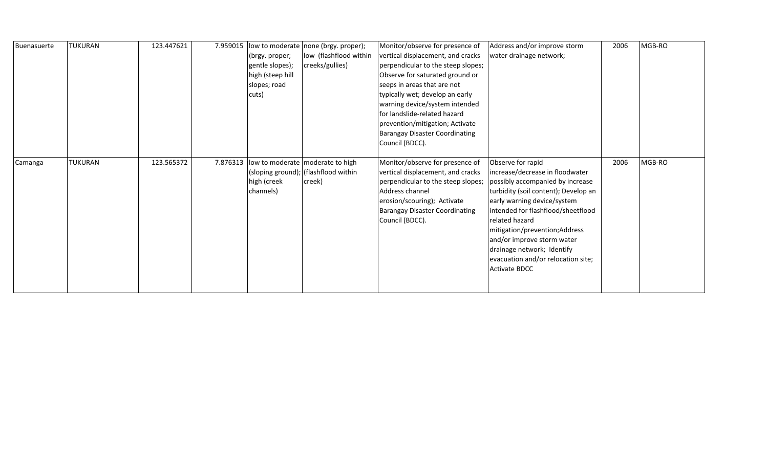| | | | | | | | | | |
|---|---|---|---|---|---|---|---|---|---|
| Buenasuerte | TUKURAN | 123.447621 | 7.959015 | low to moderate (brgy. proper; gentle slopes); high (steep hill slopes; road cuts) | none (brgy. proper); low (flashflood within creeks/gullies) | Monitor/observe for presence of vertical displacement, and cracks perpendicular to the steep slopes; Observe for saturated ground or seeps in areas that are not typically wet; develop an early warning device/system intended for landslide-related hazard prevention/mitigation; Activate Barangay Disaster Coordinating Council (BDCC). | Address and/or improve storm water drainage network; | 2006 | MGB-RO |
| Camanga | TUKURAN | 123.565372 | 7.876313 | low to moderate (sloping ground); high (creek channels) | moderate to high (flashflood within creek) | Monitor/observe for presence of vertical displacement, and cracks perpendicular to the steep slopes; Address channel erosion/scouring); Activate Barangay Disaster Coordinating Council (BDCC). | Observe for rapid increase/decrease in floodwater possibly accompanied by increase turbidity (soil content); Develop an early warning device/system intended for flashflood/sheetflood related hazard mitigation/prevention;Address and/or improve storm water drainage network; Identify evacuation and/or relocation site; Activate BDCC | 2006 | MGB-RO |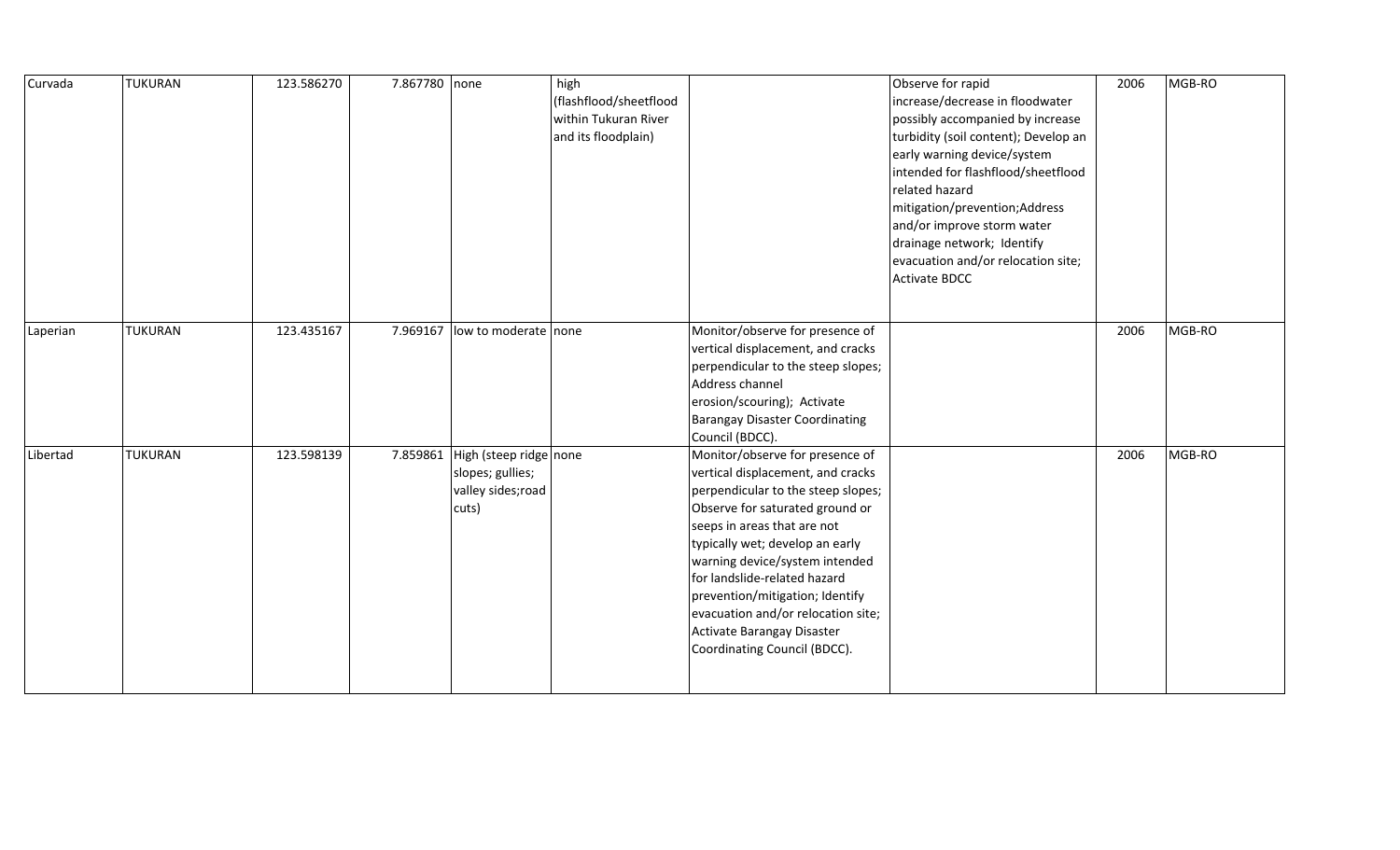| | | | | | | | | | |
|---|---|---|---|---|---|---|---|---|---|
| Curvada | TUKURAN | 123.586270 | 7.867780 | none | high (flashflood/sheetflood within Tukuran River and its floodplain) | | Observe for rapid increase/decrease in floodwater possibly accompanied by increase turbidity (soil content); Develop an early warning device/system intended for flashflood/sheetflood related hazard mitigation/prevention;Address and/or improve storm water drainage network; Identify evacuation and/or relocation site; Activate BDCC | 2006 | MGB-RO |
| Laperian | TUKURAN | 123.435167 | 7.969167 | low to moderate | none | Monitor/observe for presence of vertical displacement, and cracks perpendicular to the steep slopes; Address channel erosion/scouring); Activate Barangay Disaster Coordinating Council (BDCC). | | 2006 | MGB-RO |
| Libertad | TUKURAN | 123.598139 | 7.859861 | High (steep ridge slopes; gullies; valley sides;road cuts) | none | Monitor/observe for presence of vertical displacement, and cracks perpendicular to the steep slopes; Observe for saturated ground or seeps in areas that are not typically wet; develop an early warning device/system intended for landslide-related hazard prevention/mitigation; Identify evacuation and/or relocation site; Activate Barangay Disaster Coordinating Council (BDCC). | | 2006 | MGB-RO |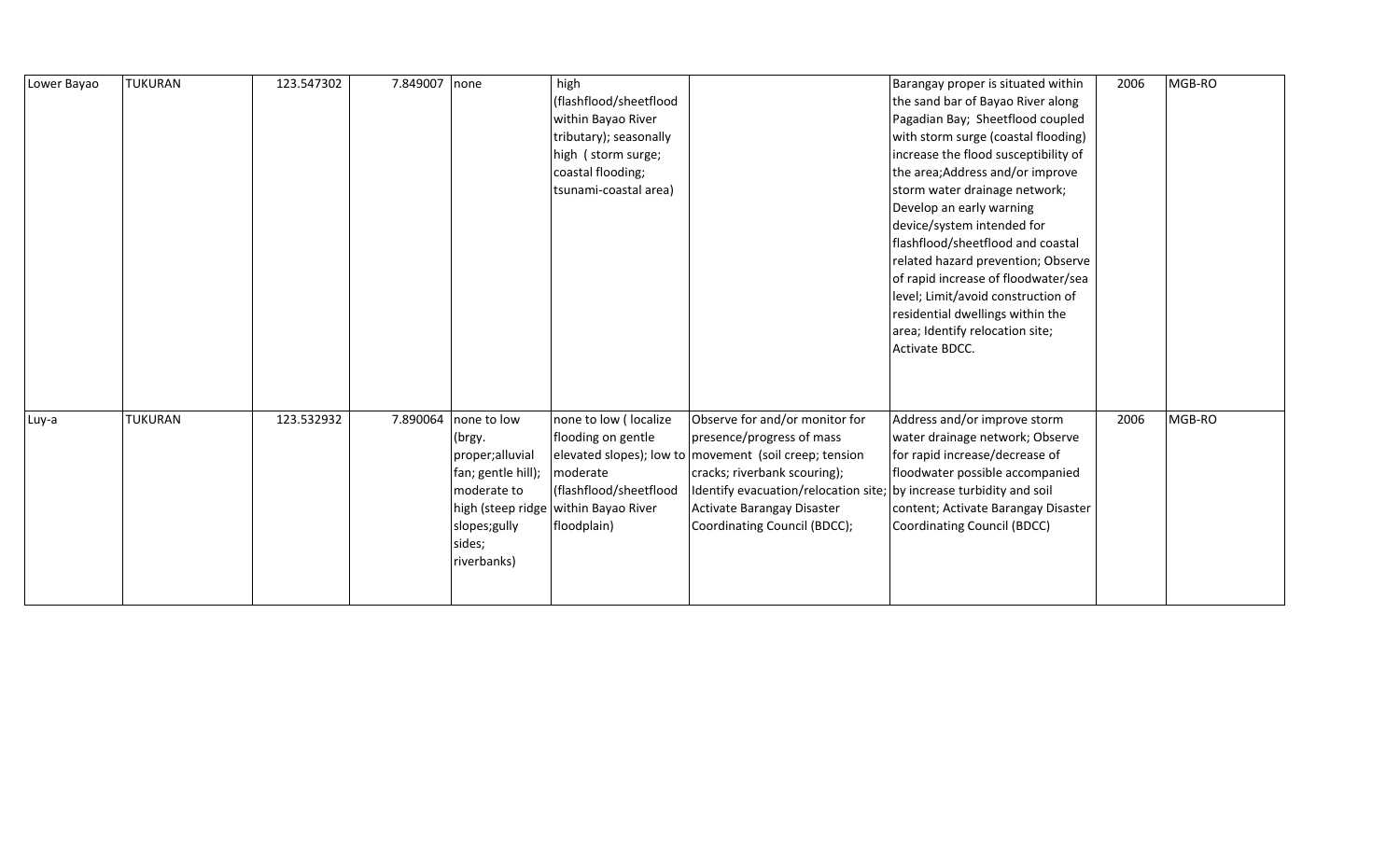| | | | | | | | | | |
|---|---|---|---|---|---|---|---|---|---|
| Lower Bayao | TUKURAN | 123.547302 | 7.849007 | none | high (flashflood/sheetflood within Bayao River tributary); seasonally high ( storm surge; coastal flooding; tsunami-coastal area) | | Barangay proper is situated within the sand bar of Bayao River along Pagadian Bay; Sheetflood coupled with storm surge (coastal flooding) increase the flood susceptibility of the area;Address and/or improve storm water drainage network; Develop an early warning device/system intended for flashflood/sheetflood and coastal related hazard prevention; Observe of rapid increase of floodwater/sea level; Limit/avoid construction of residential dwellings within the area; Identify relocation site; Activate BDCC. | 2006 | MGB-RO |
| Luy-a | TUKURAN | 123.532932 | 7.890064 | none to low (brgy. proper;alluvial fan; gentle hill); moderate to high (steep ridge slopes;gully sides; riverbanks) | none to low ( localize flooding on gentle elevated slopes); low to moderate (flashflood/sheetflood within Bayao River floodplain) | Observe for and/or monitor for presence/progress of mass movement (soil creep; tension cracks; riverbank scouring); Identify evacuation/relocation site; Activate Barangay Disaster Coordinating Council (BDCC); | Address and/or improve storm water drainage network; Observe for rapid increase/decrease of floodwater possible accompanied by increase turbidity and soil content; Activate Barangay Disaster Coordinating Council (BDCC) | 2006 | MGB-RO |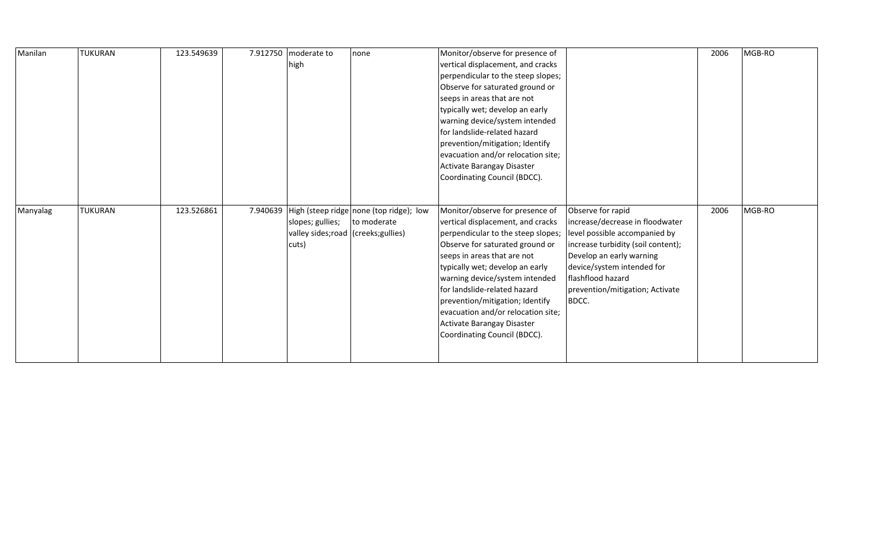| | | | | | | | | | |
|---|---|---|---|---|---|---|---|---|---|
| Manilan | TUKURAN | 123.549639 | 7.912750 | moderate to high | none | Monitor/observe for presence of vertical displacement, and cracks perpendicular to the steep slopes; Observe for saturated ground or seeps in areas that are not typically wet; develop an early warning device/system intended for landslide-related hazard prevention/mitigation; Identify evacuation and/or relocation site; Activate Barangay Disaster Coordinating Council (BDCC). | | 2006 | MGB-RO |
| Manyalag | TUKURAN | 123.526861 | 7.940639 | High (steep ridge slopes; gullies; valley sides;road cuts) | none (top ridge); low to moderate (creeks;gullies) | Monitor/observe for presence of vertical displacement, and cracks perpendicular to the steep slopes; Observe for saturated ground or seeps in areas that are not typically wet; develop an early warning device/system intended for landslide-related hazard prevention/mitigation; Identify evacuation and/or relocation site; Activate Barangay Disaster Coordinating Council (BDCC). | Observe for rapid increase/decrease in floodwater level possible accompanied by increase turbidity (soil content); Develop an early warning device/system intended for flashflood hazard prevention/mitigation; Activate BDCC. | 2006 | MGB-RO |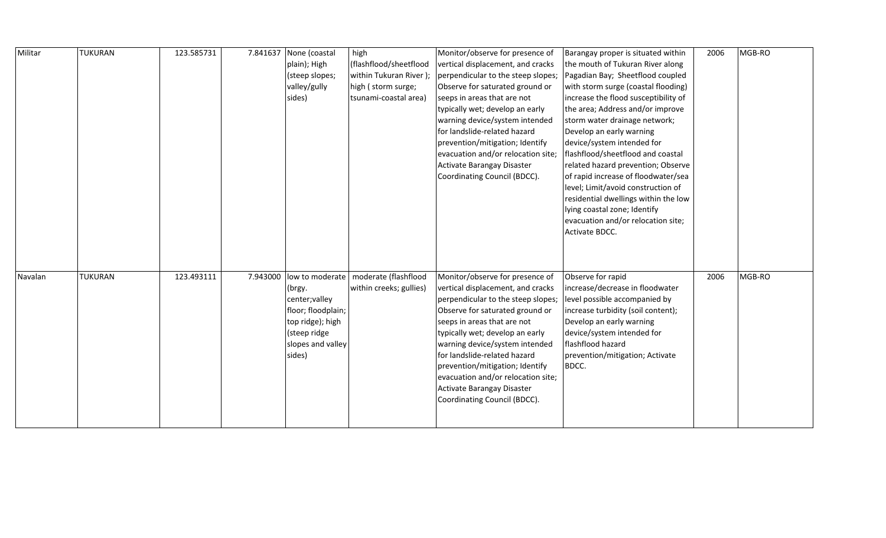| | | | | | | | | | |
|---|---|---|---|---|---|---|---|---|---|
| Militar | TUKURAN | 123.585731 | 7.841637 | None (coastal plain); High (steep slopes; valley/gully sides) | high (flashflood/sheetflood within Tukuran River ); high ( storm surge; tsunami-coastal area) | Monitor/observe for presence of vertical displacement, and cracks perpendicular to the steep slopes; Observe for saturated ground or seeps in areas that are not typically wet; develop an early warning device/system intended for landslide-related hazard prevention/mitigation; Identify evacuation and/or relocation site; Activate Barangay Disaster Coordinating Council (BDCC). | Barangay proper is situated within the mouth of Tukuran River along Pagadian Bay; Sheetflood coupled with storm surge (coastal flooding) increase the flood susceptibility of the area; Address and/or improve storm water drainage network; Develop an early warning device/system intended for flashflood/sheetflood and coastal related hazard prevention; Observe of rapid increase of floodwater/sea level; Limit/avoid construction of residential dwellings within the low lying coastal zone; Identify evacuation and/or relocation site; Activate BDCC. | 2006 | MGB-RO |
| Navalan | TUKURAN | 123.493111 | 7.943000 | low to moderate (brgy. center;valley floor; floodplain; top ridge); high (steep ridge slopes and valley sides) | moderate (flashflood within creeks; gullies) | Monitor/observe for presence of vertical displacement, and cracks perpendicular to the steep slopes; Observe for saturated ground or seeps in areas that are not typically wet; develop an early warning device/system intended for landslide-related hazard prevention/mitigation; Identify evacuation and/or relocation site; Activate Barangay Disaster Coordinating Council (BDCC). | Observe for rapid increase/decrease in floodwater level possible accompanied by increase turbidity (soil content); Develop an early warning device/system intended for flashflood hazard prevention/mitigation; Activate BDCC. | 2006 | MGB-RO |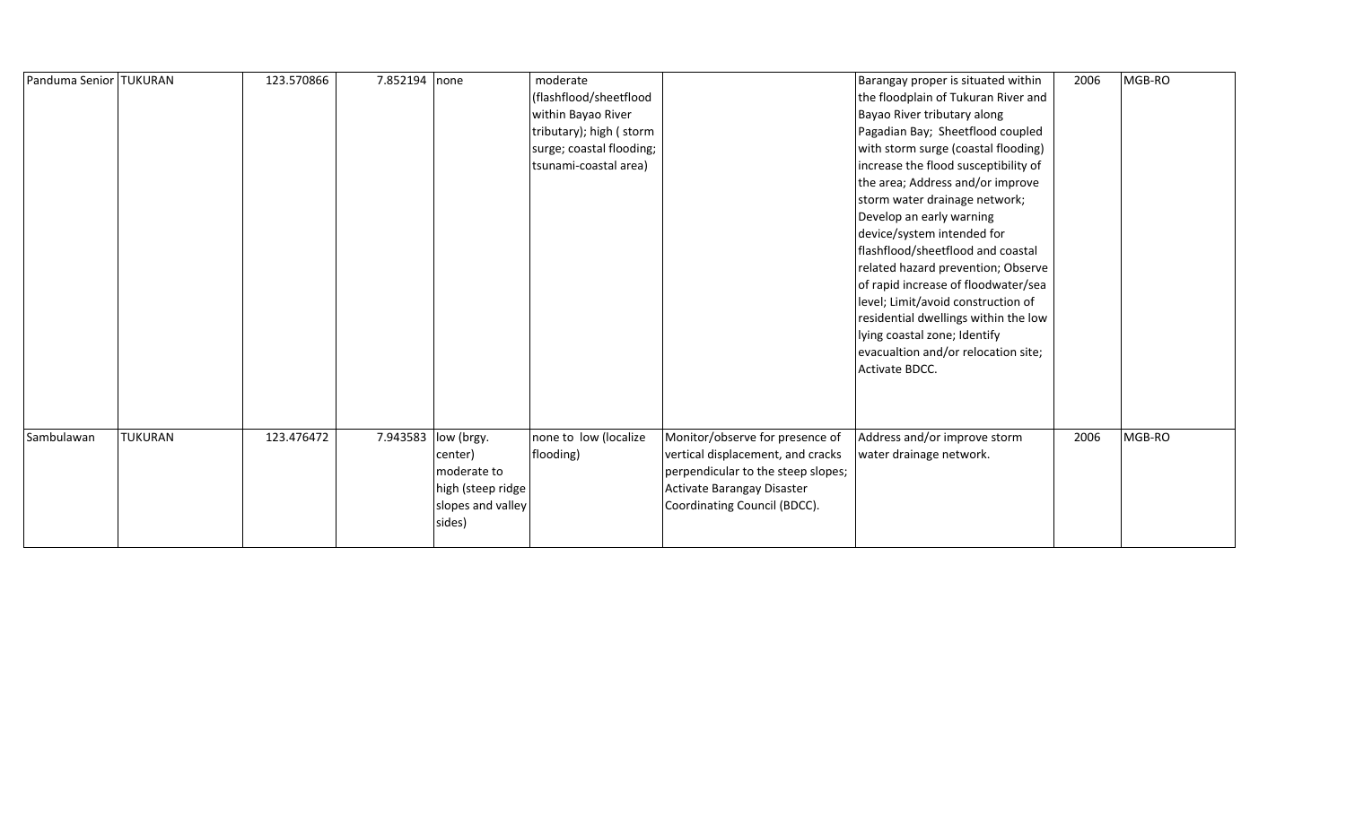| | | | | | | | | | |
|---|---|---|---|---|---|---|---|---|---|
| Panduma Senior | TUKURAN | 123.570866 | 7.852194 | none | moderate (flashflood/sheetflood within Bayao River tributary); high ( storm surge; coastal flooding; tsunami-coastal area) | | Barangay proper is situated within the floodplain of Tukuran River and Bayao River tributary along Pagadian Bay; Sheetflood coupled with storm surge (coastal flooding) increase the flood susceptibility of the area; Address and/or improve storm water drainage network; Develop an early warning device/system intended for flashflood/sheetflood and coastal related hazard prevention; Observe of rapid increase of floodwater/sea level; Limit/avoid construction of residential dwellings within the low lying coastal zone; Identify evacualtion and/or relocation site; Activate BDCC. | 2006 | MGB-RO |
| Sambulawan | TUKURAN | 123.476472 | 7.943583 | low (brgy. center) moderate to high (steep ridge slopes and valley sides) | none to low (localize flooding) | Monitor/observe for presence of vertical displacement, and cracks perpendicular to the steep slopes; Activate Barangay Disaster Coordinating Council (BDCC). | Address and/or improve storm water drainage network. | 2006 | MGB-RO |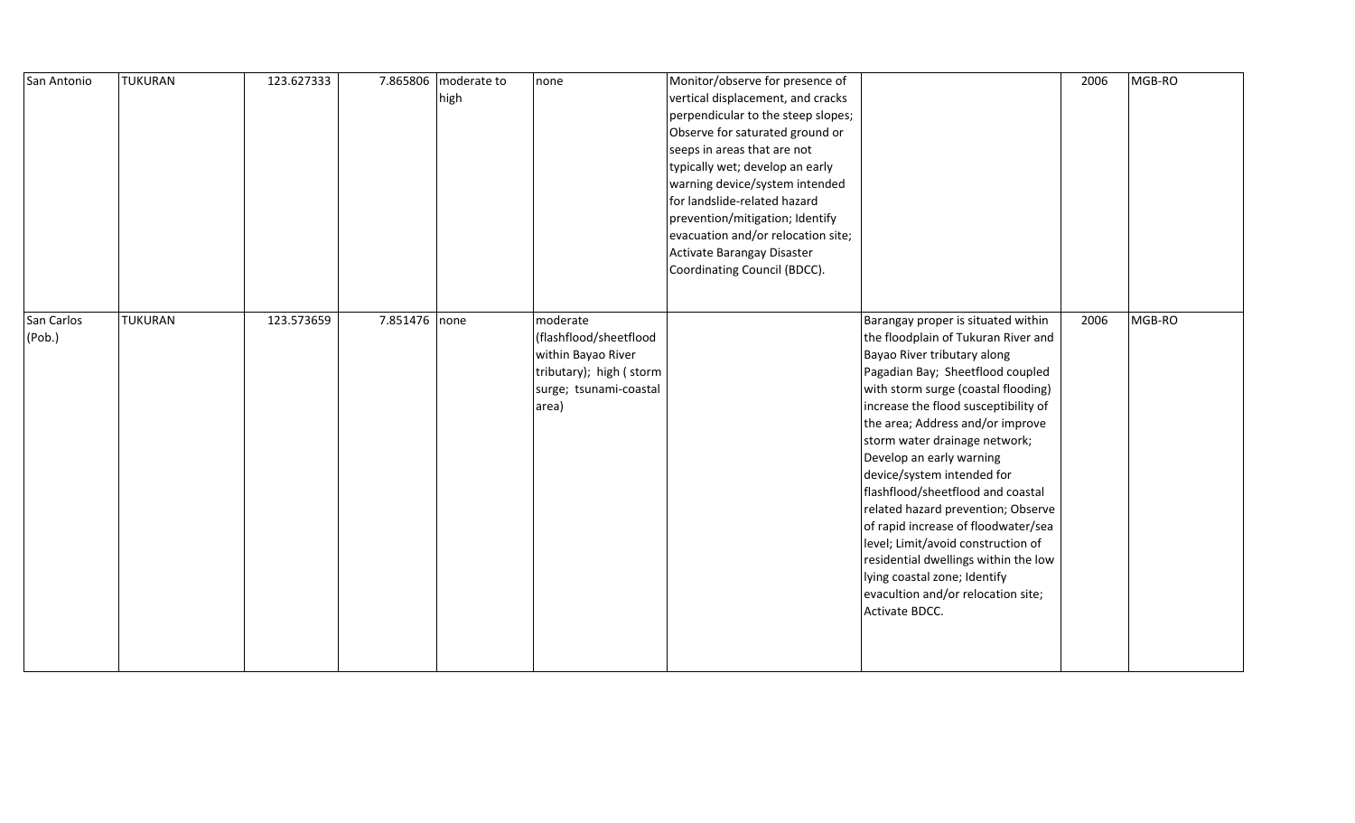| San Antonio | TUKURAN | 123.627333 | 7.865806 | moderate to high | none | Monitor/observe for presence of vertical displacement, and cracks perpendicular to the steep slopes; Observe for saturated ground or seeps in areas that are not typically wet; develop an early warning device/system intended for landslide-related hazard prevention/mitigation; Identify evacuation and/or relocation site; Activate Barangay Disaster Coordinating Council (BDCC). | | 2006 | MGB-RO |
|---|---|---|---|---|---|---|---|---|---|
| San Carlos (Pob.) | TUKURAN | 123.573659 | 7.851476 | none | moderate (flashflood/sheetflood within Bayao River tributary); high ( storm surge; tsunami-coastal area) | | Barangay proper is situated within the floodplain of Tukuran River and Bayao River tributary along Pagadian Bay; Sheetflood coupled with storm surge (coastal flooding) increase the flood susceptibility of the area; Address and/or improve storm water drainage network; Develop an early warning device/system intended for flashflood/sheetflood and coastal related hazard prevention; Observe of rapid increase of floodwater/sea level; Limit/avoid construction of residential dwellings within the low lying coastal zone; Identify evacultion and/or relocation site; Activate BDCC. | 2006 | MGB-RO |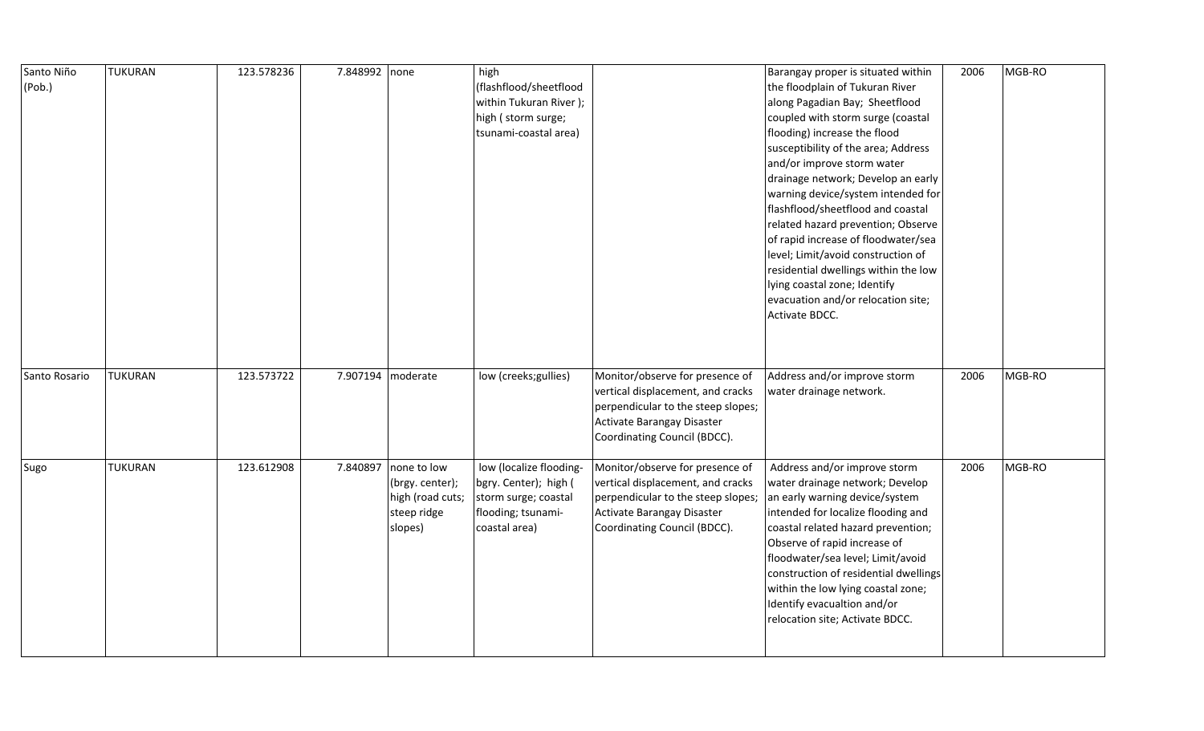| Santo Niño (Pob.) | TUKURAN | 123.578236 | 7.848992 | none | high (flashflood/sheetflood within Tukuran River ); high ( storm surge; tsunami-coastal area) | | Barangay proper is situated within the floodplain of Tukuran River along Pagadian Bay; Sheetflood coupled with storm surge (coastal flooding) increase the flood susceptibility of the area; Address and/or improve storm water drainage network; Develop an early warning device/system intended for flashflood/sheetflood and coastal related hazard prevention; Observe of rapid increase of floodwater/sea level; Limit/avoid construction of residential dwellings within the low lying coastal zone; Identify evacuation and/or relocation site; Activate BDCC. | 2006 | MGB-RO |
|---|---|---|---|---|---|---|---|---|---|
| Santo Rosario | TUKURAN | 123.573722 | 7.907194 | moderate | low (creeks;gullies) | Monitor/observe for presence of vertical displacement, and cracks perpendicular to the steep slopes; Activate Barangay Disaster Coordinating Council (BDCC). | Address and/or improve storm water drainage network. | 2006 | MGB-RO |
| Sugo | TUKURAN | 123.612908 | 7.840897 | none to low (brgy. center); high (road cuts; steep ridge slopes) | low (localize flooding-bgry. Center); high ( storm surge; coastal flooding; tsunami-coastal area) | Monitor/observe for presence of vertical displacement, and cracks perpendicular to the steep slopes; Activate Barangay Disaster Coordinating Council (BDCC). | Address and/or improve storm water drainage network; Develop an early warning device/system intended for localize flooding and coastal related hazard prevention; Observe of rapid increase of floodwater/sea level; Limit/avoid construction of residential dwellings within the low lying coastal zone; Identify evacualtion and/or relocation site; Activate BDCC. | 2006 | MGB-RO |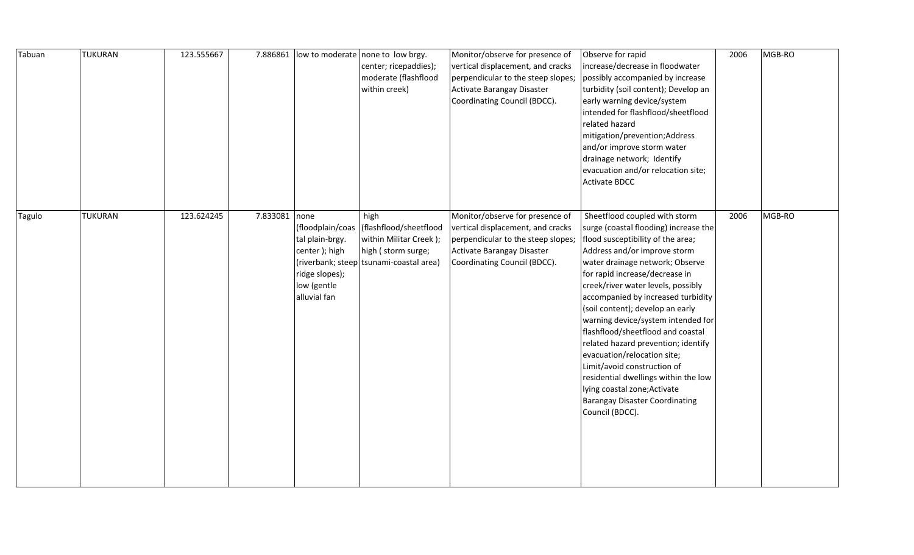| | | | | | | | | | |
|---|---|---|---|---|---|---|---|---|---|
| Tabuan | TUKURAN | 123.555667 | 7.886861 | low to moderate | none to low brgy. center; ricepaddies); moderate (flashflood within creek) | Monitor/observe for presence of vertical displacement, and cracks perpendicular to the steep slopes; Activate Barangay Disaster Coordinating Council (BDCC). | Observe for rapid increase/decrease in floodwater possibly accompanied by increase turbidity (soil content); Develop an early warning device/system intended for flashflood/sheetflood related hazard mitigation/prevention;Address and/or improve storm water drainage network; Identify evacuation and/or relocation site; Activate BDCC | 2006 | MGB-RO |
| Tagulo | TUKURAN | 123.624245 | 7.833081 | none (floodplain/coastal plain-brgy. center ); high (riverbank; steep ridge slopes); low (gentle alluvial fan | high (flashflood/sheetflood within Militar Creek ); high ( storm surge; tsunami-coastal area) | Monitor/observe for presence of vertical displacement, and cracks perpendicular to the steep slopes; Activate Barangay Disaster Coordinating Council (BDCC). | Sheetflood coupled with storm surge (coastal flooding) increase the flood susceptibility of the area; Address and/or improve storm water drainage network; Observe for rapid increase/decrease in creek/river water levels, possibly accompanied by increased turbidity (soil content); develop an early warning device/system intended for flashflood/sheetflood and coastal related hazard prevention; identify evacuation/relocation site; Limit/avoid construction of residential dwellings within the low lying coastal zone;Activate Barangay Disaster Coordinating Council (BDCC). | 2006 | MGB-RO |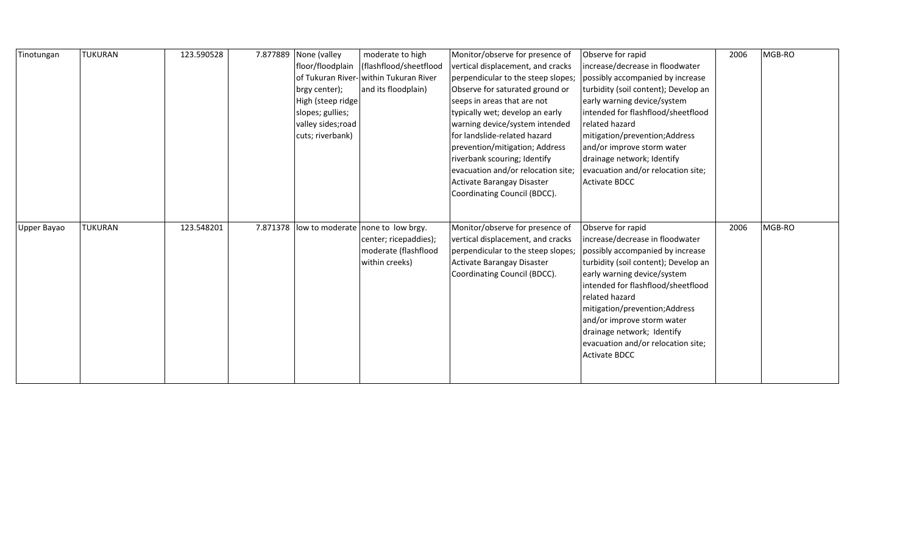| | | | | | | | | | |
|---|---|---|---|---|---|---|---|---|---|
| Tinotungan | TUKURAN | 123.590528 | 7.877889 | None (valley floor/floodplain of Tukuran River-brgy center); High (steep ridge slopes; gullies; valley sides;road cuts; riverbank) | moderate to high (flashflood/sheetflood within Tukuran River and its floodplain) | Monitor/observe for presence of vertical displacement, and cracks perpendicular to the steep slopes; Observe for saturated ground or seeps in areas that are not typically wet; develop an early warning device/system intended for landslide-related hazard prevention/mitigation; Address riverbank scouring; Identify evacuation and/or relocation site; Activate Barangay Disaster Coordinating Council (BDCC). | Observe for rapid increase/decrease in floodwater possibly accompanied by increase turbidity (soil content); Develop an early warning device/system intended for flashflood/sheetflood related hazard mitigation/prevention;Address and/or improve storm water drainage network; Identify evacuation and/or relocation site; Activate BDCC | 2006 | MGB-RO |
| Upper Bayao | TUKURAN | 123.548201 | 7.871378 | low to moderate | none to low brgy. center; ricepaddies); moderate (flashflood within creeks) | Monitor/observe for presence of vertical displacement, and cracks perpendicular to the steep slopes; Activate Barangay Disaster Coordinating Council (BDCC). | Observe for rapid increase/decrease in floodwater possibly accompanied by increase turbidity (soil content); Develop an early warning device/system intended for flashflood/sheetflood related hazard mitigation/prevention;Address and/or improve storm water drainage network; Identify evacuation and/or relocation site; Activate BDCC | 2006 | MGB-RO |